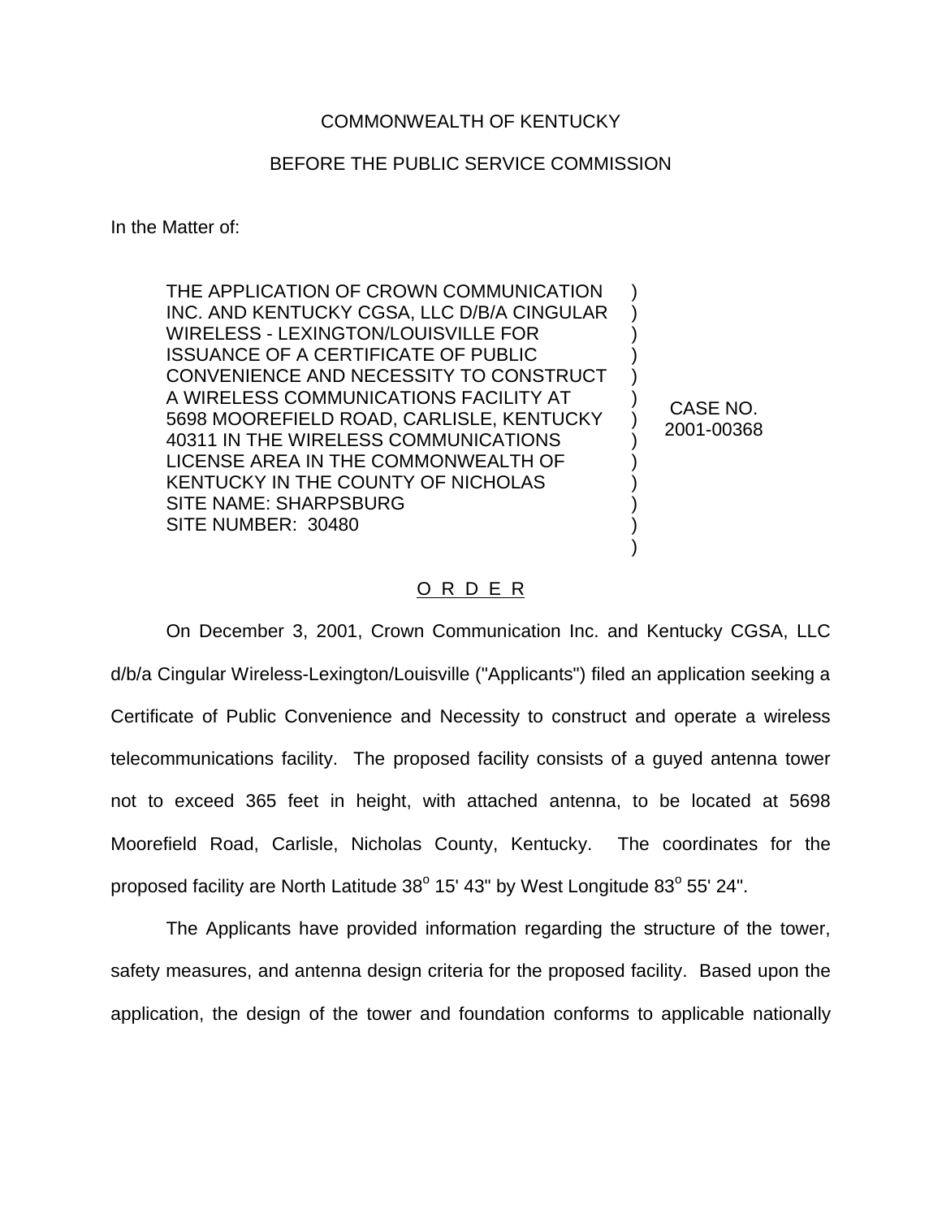COMMONWEALTH OF KENTUCKY

BEFORE THE PUBLIC SERVICE COMMISSION

In the Matter of:

THE APPLICATION OF CROWN COMMUNICATION INC. AND KENTUCKY CGSA, LLC D/B/A CINGULAR WIRELESS - LEXINGTON/LOUISVILLE FOR ISSUANCE OF A CERTIFICATE OF PUBLIC CONVENIENCE AND NECESSITY TO CONSTRUCT A WIRELESS COMMUNICATIONS FACILITY AT 5698 MOOREFIELD ROAD, CARLISLE, KENTUCKY 40311 IN THE WIRELESS COMMUNICATIONS LICENSE AREA IN THE COMMONWEALTH OF KENTUCKY IN THE COUNTY OF NICHOLAS SITE NAME: SHARPSBURG SITE NUMBER: 30480

CASE NO. 2001-00368

## O R D E R

On December 3, 2001, Crown Communication Inc. and Kentucky CGSA, LLC d/b/a Cingular Wireless-Lexington/Louisville ("Applicants") filed an application seeking a Certificate of Public Convenience and Necessity to construct and operate a wireless telecommunications facility. The proposed facility consists of a guyed antenna tower not to exceed 365 feet in height, with attached antenna, to be located at 5698 Moorefield Road, Carlisle, Nicholas County, Kentucky. The coordinates for the proposed facility are North Latitude 38° 15' 43" by West Longitude 83° 55' 24".

The Applicants have provided information regarding the structure of the tower, safety measures, and antenna design criteria for the proposed facility. Based upon the application, the design of the tower and foundation conforms to applicable nationally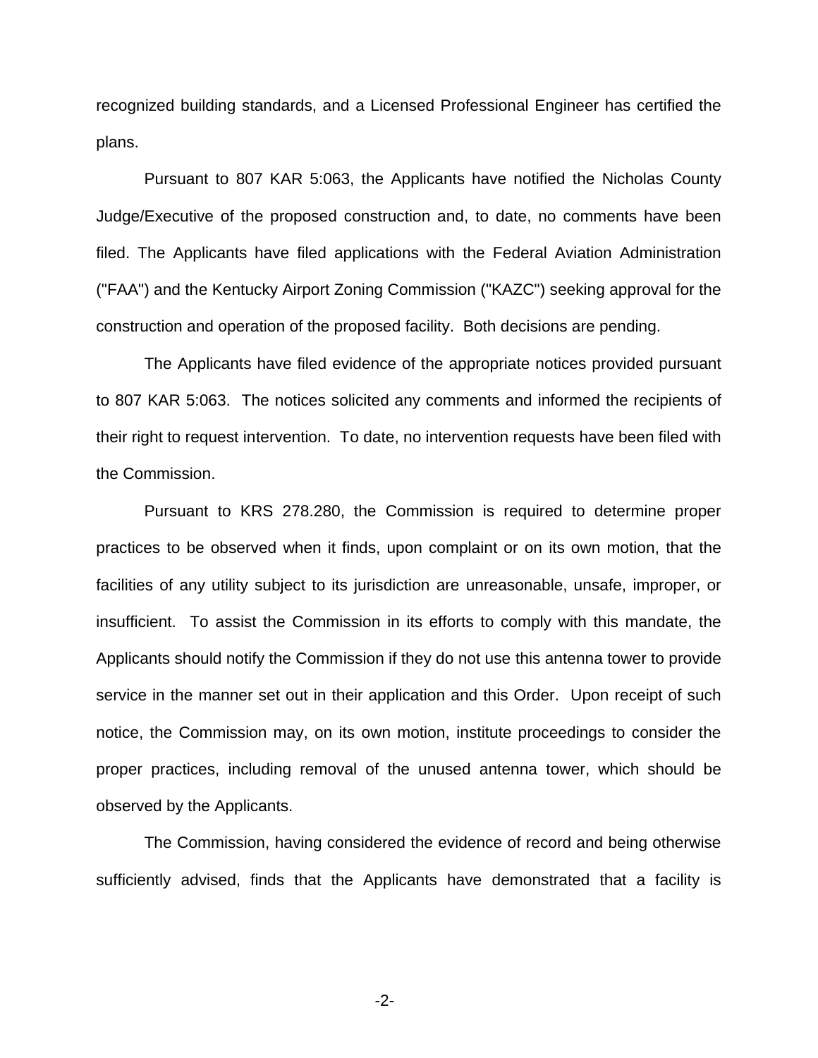recognized building standards, and a Licensed Professional Engineer has certified the plans.

Pursuant to 807 KAR 5:063, the Applicants have notified the Nicholas County Judge/Executive of the proposed construction and, to date, no comments have been filed. The Applicants have filed applications with the Federal Aviation Administration ("FAA") and the Kentucky Airport Zoning Commission ("KAZC") seeking approval for the construction and operation of the proposed facility. Both decisions are pending.

The Applicants have filed evidence of the appropriate notices provided pursuant to 807 KAR 5:063. The notices solicited any comments and informed the recipients of their right to request intervention. To date, no intervention requests have been filed with the Commission.

Pursuant to KRS 278.280, the Commission is required to determine proper practices to be observed when it finds, upon complaint or on its own motion, that the facilities of any utility subject to its jurisdiction are unreasonable, unsafe, improper, or insufficient. To assist the Commission in its efforts to comply with this mandate, the Applicants should notify the Commission if they do not use this antenna tower to provide service in the manner set out in their application and this Order. Upon receipt of such notice, the Commission may, on its own motion, institute proceedings to consider the proper practices, including removal of the unused antenna tower, which should be observed by the Applicants.

The Commission, having considered the evidence of record and being otherwise sufficiently advised, finds that the Applicants have demonstrated that a facility is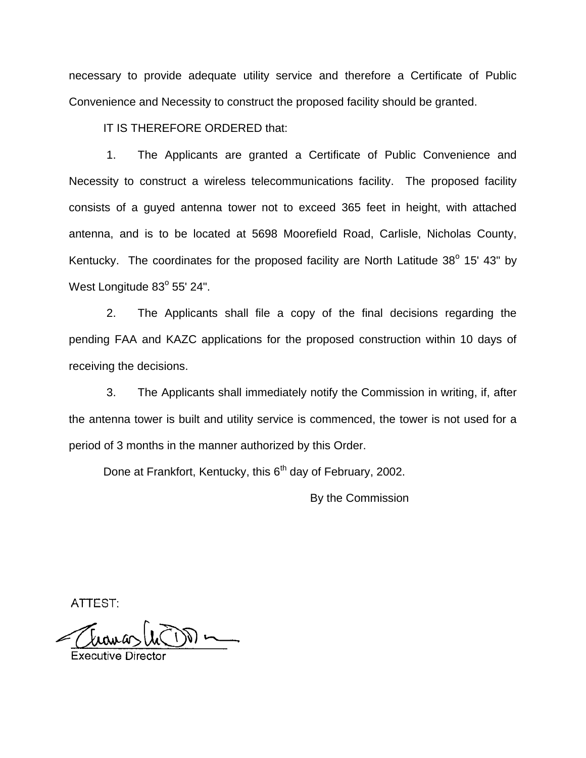necessary to provide adequate utility service and therefore a Certificate of Public Convenience and Necessity to construct the proposed facility should be granted.

IT IS THEREFORE ORDERED that:

1. The Applicants are granted a Certificate of Public Convenience and Necessity to construct a wireless telecommunications facility. The proposed facility consists of a guyed antenna tower not to exceed 365 feet in height, with attached antenna, and is to be located at 5698 Moorefield Road, Carlisle, Nicholas County, Kentucky. The coordinates for the proposed facility are North Latitude 38° 15' 43" by West Longitude 83° 55' 24".

2. The Applicants shall file a copy of the final decisions regarding the pending FAA and KAZC applications for the proposed construction within 10 days of receiving the decisions.

3. The Applicants shall immediately notify the Commission in writing, if, after the antenna tower is built and utility service is commenced, the tower is not used for a period of 3 months in the manner authorized by this Order.

Done at Frankfort, Kentucky, this 6th day of February, 2002.

By the Commission

ATTEST:

Executive Director